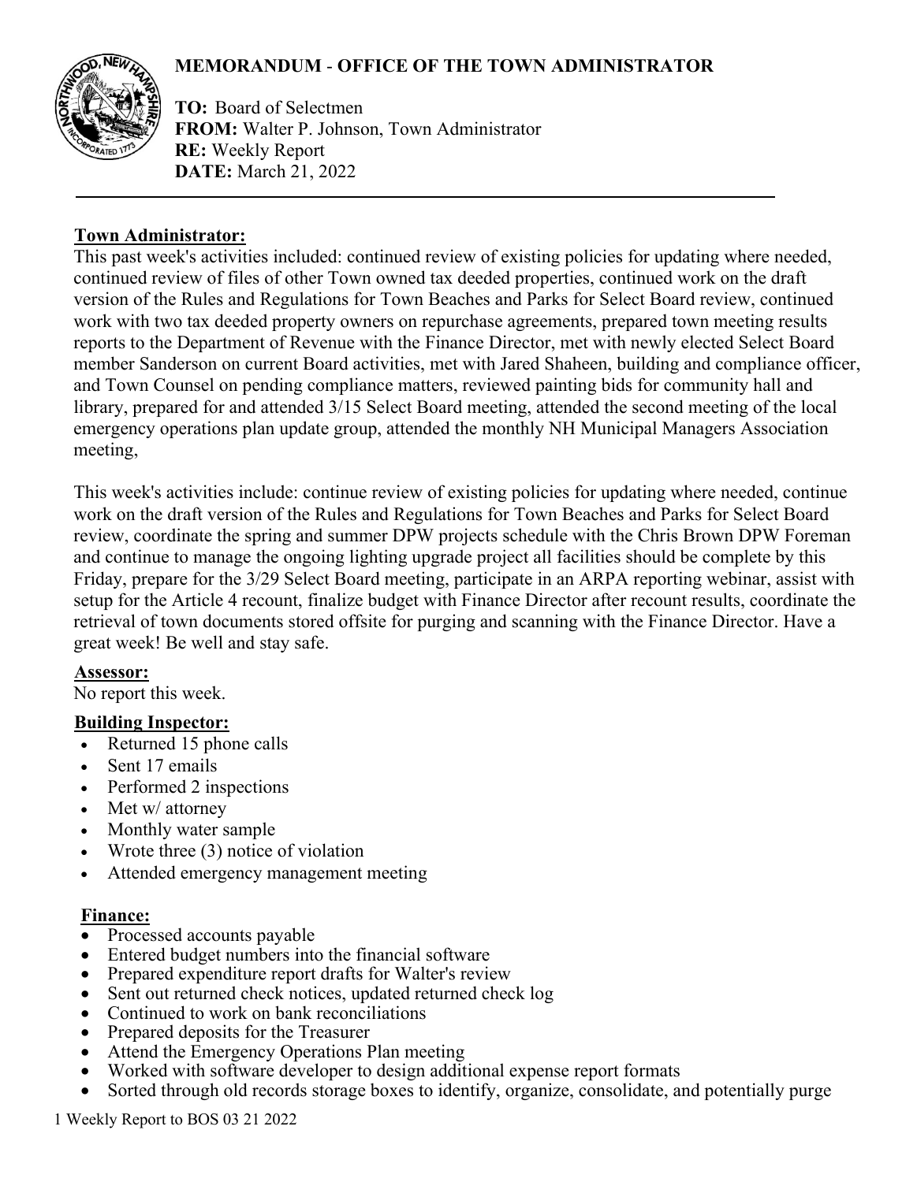# MEMORANDUM - OFFICE OF THE TOWN ADMINISTRATOR

**TO:** Board of Selectmen
**FROM:** Walter P. Johnson, Town Administrator
**RE:** Weekly Report
**DATE:** March 21, 2022

---

**Town Administrator:**

This past week's activities included: continued review of existing policies for updating where needed, continued review of files of other Town owned tax deeded properties, continued work on the draft version of the Rules and Regulations for Town Beaches and Parks for Select Board review, continued work with two tax deeded property owners on repurchase agreements, prepared town meeting results reports to the Department of Revenue with the Finance Director, met with newly elected Select Board member Sanderson on current Board activities, met with Jared Shaheen, building and compliance officer, and Town Counsel on pending compliance matters, reviewed painting bids for community hall and library, prepared for and attended 3/15 Select Board meeting, attended the second meeting of the local emergency operations plan update group, attended the monthly NH Municipal Managers Association meeting,

This week's activities include: continue review of existing policies for updating where needed, continue work on the draft version of the Rules and Regulations for Town Beaches and Parks for Select Board review, coordinate the spring and summer DPW projects schedule with the Chris Brown DPW Foreman and continue to manage the ongoing lighting upgrade project all facilities should be complete by this Friday, prepare for the 3/29 Select Board meeting, participate in an ARPA reporting webinar, assist with setup for the Article 4 recount, finalize budget with Finance Director after recount results, coordinate the retrieval of town documents stored offsite for purging and scanning with the Finance Director. Have a great week! Be well and stay safe.

**Assessor:**

No report this week.

**Building Inspector:**

- Returned 15 phone calls
- Sent 17 emails
- Performed 2 inspections
- Met w/ attorney
- Monthly water sample
- Wrote three (3) notice of violation
- Attended emergency management meeting

**Finance:**

- Processed accounts payable
- Entered budget numbers into the financial software
- Prepared expenditure report drafts for Walter's review
- Sent out returned check notices, updated returned check log
- Continued to work on bank reconciliations
- Prepared deposits for the Treasurer
- Attend the Emergency Operations Plan meeting
- Worked with software developer to design additional expense report formats
- Sorted through old records storage boxes to identify, organize, consolidate, and potentially purge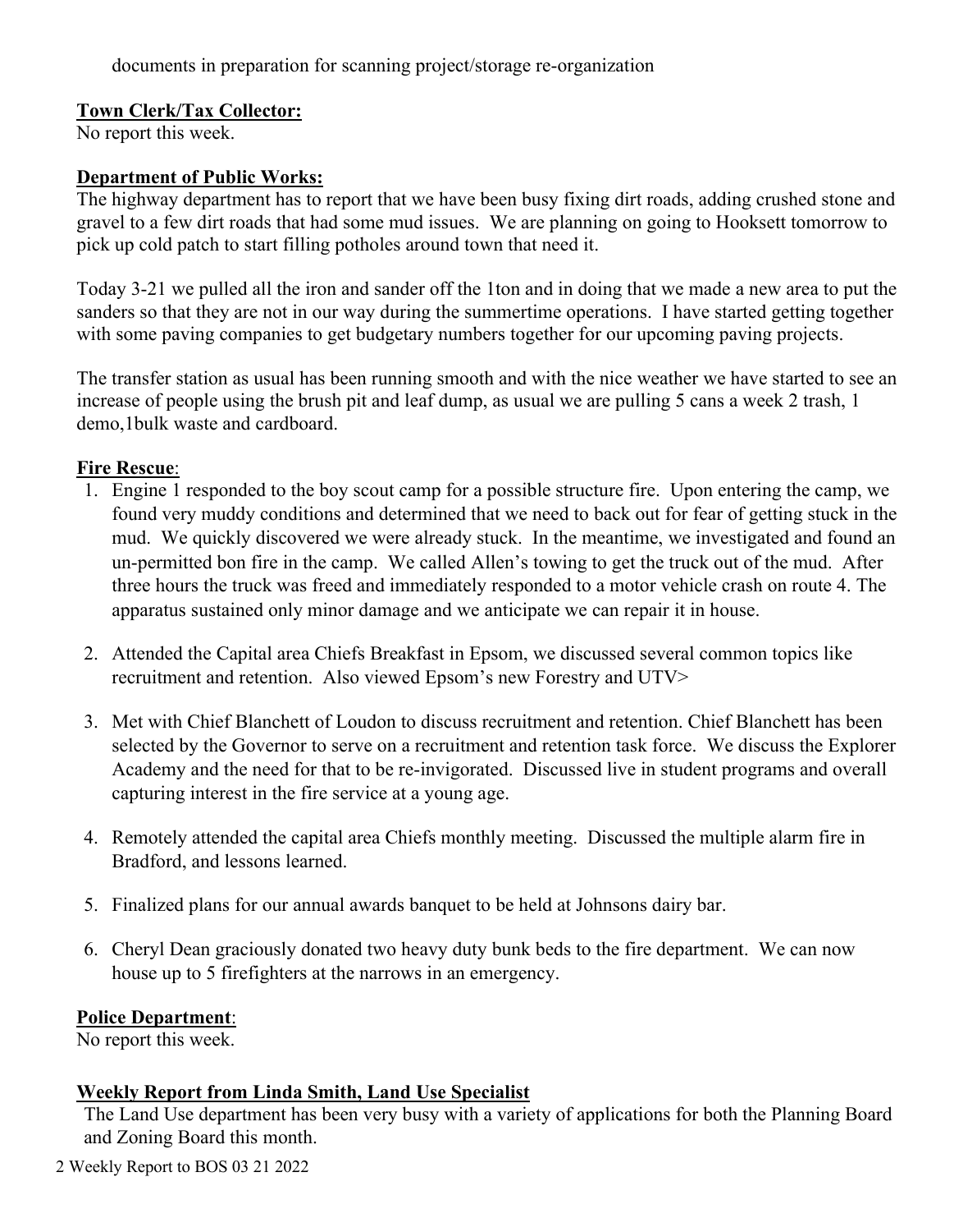documents in preparation for scanning project/storage re-organization

**Town Clerk/Tax Collector:**
No report this week.

**Department of Public Works:**
The highway department has to report that we have been busy fixing dirt roads, adding crushed stone and gravel to a few dirt roads that had some mud issues. We are planning on going to Hooksett tomorrow to pick up cold patch to start filling potholes around town that need it.

Today 3-21 we pulled all the iron and sander off the 1ton and in doing that we made a new area to put the sanders so that they are not in our way during the summertime operations. I have started getting together with some paving companies to get budgetary numbers together for our upcoming paving projects.

The transfer station as usual has been running smooth and with the nice weather we have started to see an increase of people using the brush pit and leaf dump, as usual we are pulling 5 cans a week 2 trash, 1 demo,1bulk waste and cardboard.

**Fire Rescue**:

1. Engine 1 responded to the boy scout camp for a possible structure fire. Upon entering the camp, we found very muddy conditions and determined that we need to back out for fear of getting stuck in the mud. We quickly discovered we were already stuck. In the meantime, we investigated and found an un-permitted bon fire in the camp. We called Allen's towing to get the truck out of the mud. After three hours the truck was freed and immediately responded to a motor vehicle crash on route 4. The apparatus sustained only minor damage and we anticipate we can repair it in house.

2. Attended the Capital area Chiefs Breakfast in Epsom, we discussed several common topics like recruitment and retention. Also viewed Epsom's new Forestry and UTV>

3. Met with Chief Blanchett of Loudon to discuss recruitment and retention. Chief Blanchett has been selected by the Governor to serve on a recruitment and retention task force. We discuss the Explorer Academy and the need for that to be re-invigorated. Discussed live in student programs and overall capturing interest in the fire service at a young age.

4. Remotely attended the capital area Chiefs monthly meeting. Discussed the multiple alarm fire in Bradford, and lessons learned.

5. Finalized plans for our annual awards banquet to be held at Johnsons dairy bar.

6. Cheryl Dean graciously donated two heavy duty bunk beds to the fire department. We can now house up to 5 firefighters at the narrows in an emergency.

**Police Department**:
No report this week.

**Weekly Report from Linda Smith, Land Use Specialist**
The Land Use department has been very busy with a variety of applications for both the Planning Board and Zoning Board this month.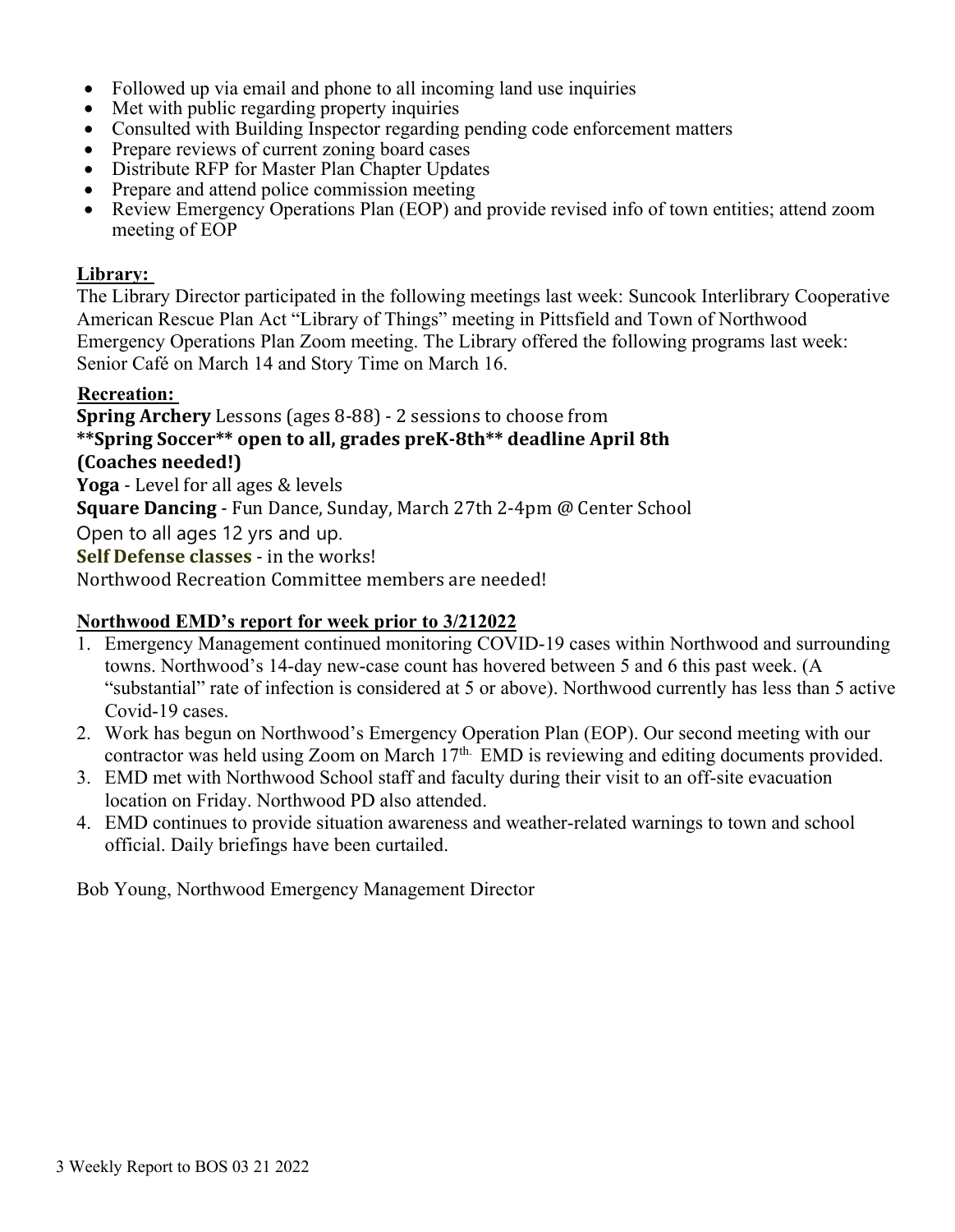- Followed up via email and phone to all incoming land use inquiries
- Met with public regarding property inquiries
- Consulted with Building Inspector regarding pending code enforcement matters
- Prepare reviews of current zoning board cases
- Distribute RFP for Master Plan Chapter Updates
- Prepare and attend police commission meeting
- Review Emergency Operations Plan (EOP) and provide revised info of town entities; attend zoom meeting of EOP

**Library:**

The Library Director participated in the following meetings last week: Suncook Interlibrary Cooperative American Rescue Plan Act "Library of Things" meeting in Pittsfield and Town of Northwood Emergency Operations Plan Zoom meeting. The Library offered the following programs last week: Senior Café on March 14 and Story Time on March 16.

**Recreation:**

**Spring Archery** Lessons (ages 8-88) - 2 sessions to choose from

**\*\*Spring Soccer\*\* open to all, grades preK-8th\*\* deadline April 8th (Coaches needed!)**

**Yoga** - Level for all ages & levels

**Square Dancing** - Fun Dance, Sunday, March 27th 2-4pm @ Center School

Open to all ages 12 yrs and up.

**Self Defense classes** - in the works!

Northwood Recreation Committee members are needed!

**Northwood EMD's report for week prior to 3/212022**

1. Emergency Management continued monitoring COVID-19 cases within Northwood and surrounding towns. Northwood's 14-day new-case count has hovered between 5 and 6 this past week. (A "substantial" rate of infection is considered at 5 or above). Northwood currently has less than 5 active Covid-19 cases.
2. Work has begun on Northwood's Emergency Operation Plan (EOP). Our second meeting with our contractor was held using Zoom on March 17th. EMD is reviewing and editing documents provided.
3. EMD met with Northwood School staff and faculty during their visit to an off-site evacuation location on Friday. Northwood PD also attended.
4. EMD continues to provide situation awareness and weather-related warnings to town and school official. Daily briefings have been curtailed.

Bob Young, Northwood Emergency Management Director